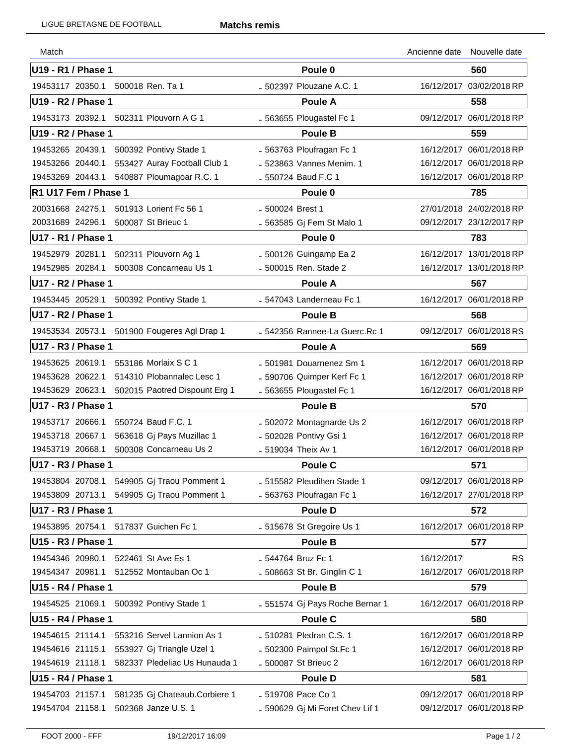LIGUE BRETAGNE DE FOOTBALL

# Matchs remis

| Match | | | | Ancienne date | Nouvelle date |
|---|---|---|---|---|---|
| **U19 - R1 / Phase 1** | | | **Poule 0** | | **560** |
| 19453117 | 20350.1 | 500018 Ren. Ta 1 | - 502397 Plouzane A.C. 1 | 16/12/2017 | 03/02/2018 RP |
| **U19 - R2 / Phase 1** | | | **Poule A** | | **558** |
| 19453173 | 20392.1 | 502311 Plouvorn A G 1 | - 563655 Plougastel Fc 1 | 09/12/2017 | 06/01/2018 RP |
| **U19 - R2 / Phase 1** | | | **Poule B** | | **559** |
| 19453265 | 20439.1 | 500392 Pontivy Stade 1 | - 563763 Ploufragan Fc 1 | 16/12/2017 | 06/01/2018 RP |
| 19453266 | 20440.1 | 553427 Auray Football Club 1 | - 523863 Vannes Menim. 1 | 16/12/2017 | 06/01/2018 RP |
| 19453269 | 20443.1 | 540887 Ploumagoar R.C. 1 | - 550724 Baud F.C 1 | 16/12/2017 | 06/01/2018 RP |
| **R1 U17 Fem / Phase 1** | | | **Poule 0** | | **785** |
| 20031668 | 24275.1 | 501913 Lorient Fc 56 1 | - 500024 Brest 1 | 27/01/2018 | 24/02/2018 RP |
| 20031689 | 24296.1 | 500087 St Brieuc 1 | - 563585 Gj Fem St Malo 1 | 09/12/2017 | 23/12/2017 RP |
| **U17 - R1 / Phase 1** | | | **Poule 0** | | **783** |
| 19452979 | 20281.1 | 502311 Plouvorn Ag 1 | - 500126 Guingamp Ea 2 | 16/12/2017 | 13/01/2018 RP |
| 19452985 | 20284.1 | 500308 Concarneau Us 1 | - 500015 Ren. Stade 2 | 16/12/2017 | 13/01/2018 RP |
| **U17 - R2 / Phase 1** | | | **Poule A** | | **567** |
| 19453445 | 20529.1 | 500392 Pontivy Stade 1 | - 547043 Landerneau Fc 1 | 16/12/2017 | 06/01/2018 RP |
| **U17 - R2 / Phase 1** | | | **Poule B** | | **568** |
| 19453534 | 20573.1 | 501900 Fougeres Agl Drap 1 | - 542356 Rannee-La Guerc.Rc 1 | 09/12/2017 | 06/01/2018 RS |
| **U17 - R3 / Phase 1** | | | **Poule A** | | **569** |
| 19453625 | 20619.1 | 553186 Morlaix S C 1 | - 501981 Douarnenez Sm 1 | 16/12/2017 | 06/01/2018 RP |
| 19453628 | 20622.1 | 514310 Plobannalec Lesc 1 | - 590706 Quimper Kerf Fc 1 | 16/12/2017 | 06/01/2018 RP |
| 19453629 | 20623.1 | 502015 Paotred Dispount Erg 1 | - 563655 Plougastel Fc 1 | 16/12/2017 | 06/01/2018 RP |
| **U17 - R3 / Phase 1** | | | **Poule B** | | **570** |
| 19453717 | 20666.1 | 550724 Baud F.C. 1 | - 502072 Montagnarde Us 2 | 16/12/2017 | 06/01/2018 RP |
| 19453718 | 20667.1 | 563618 Gj Pays Muzillac 1 | - 502028 Pontivy Gsi 1 | 16/12/2017 | 06/01/2018 RP |
| 19453719 | 20668.1 | 500308 Concarneau Us 2 | - 519034 Theix Av 1 | 16/12/2017 | 06/01/2018 RP |
| **U17 - R3 / Phase 1** | | | **Poule C** | | **571** |
| 19453804 | 20708.1 | 549905 Gj Traou Pommerit 1 | - 515582 Pleudihen Stade 1 | 09/12/2017 | 06/01/2018 RP |
| 19453809 | 20713.1 | 549905 Gj Traou Pommerit 1 | - 563763 Ploufragan Fc 1 | 16/12/2017 | 27/01/2018 RP |
| **U17 - R3 / Phase 1** | | | **Poule D** | | **572** |
| 19453895 | 20754.1 | 517837 Guichen Fc 1 | - 515678 St Gregoire Us 1 | 16/12/2017 | 06/01/2018 RP |
| **U15 - R3 / Phase 1** | | | **Poule B** | | **577** |
| 19454346 | 20980.1 | 522461 St Ave Es 1 | - 544764 Bruz Fc 1 | 16/12/2017 | RS |
| 19454347 | 20981.1 | 512552 Montauban Oc 1 | - 508663 St Br. Ginglin C 1 | 16/12/2017 | 06/01/2018 RP |
| **U15 - R4 / Phase 1** | | | **Poule B** | | **579** |
| 19454525 | 21069.1 | 500392 Pontivy Stade 1 | - 551574 Gj Pays Roche Bernar 1 | 16/12/2017 | 06/01/2018 RP |
| **U15 - R4 / Phase 1** | | | **Poule C** | | **580** |
| 19454615 | 21114.1 | 553216 Servel Lannion As 1 | - 510281 Pledran C.S. 1 | 16/12/2017 | 06/01/2018 RP |
| 19454616 | 21115.1 | 553927 Gj Triangle Uzel 1 | - 502300 Paimpol St.Fc 1 | 16/12/2017 | 06/01/2018 RP |
| 19454619 | 21118.1 | 582337 Pledeliac Us Hunauda 1 | - 500087 St Brieuc 2 | 16/12/2017 | 06/01/2018 RP |
| **U15 - R4 / Phase 1** | | | **Poule D** | | **581** |
| 19454703 | 21157.1 | 581235 Gj Chateaub.Corbiere 1 | - 519708 Pace Co 1 | 09/12/2017 | 06/01/2018 RP |
| 19454704 | 21158.1 | 502368 Janze U.S. 1 | - 590629 Gj Mi Foret Chev Lif 1 | 09/12/2017 | 06/01/2018 RP |

FOOT 2000 - FFF 19/12/2017 16:09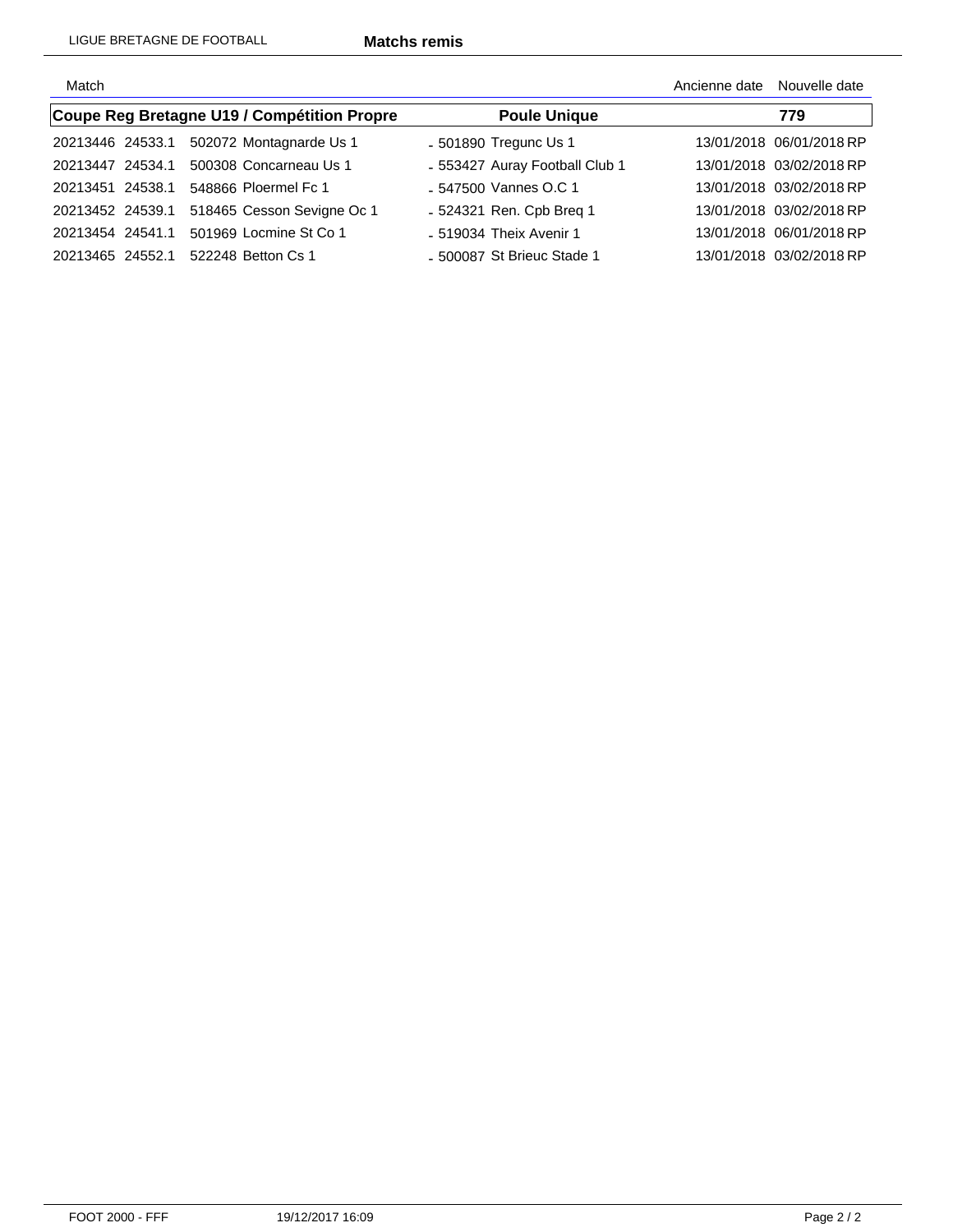## Matchs remis

| Match | | | | Ancienne date | Nouvelle date |
|---|---|---|---|---|---|
| **Coupe Reg Bretagne U19 / Compétition Propre** | | **Poule Unique** | | **779** | |
| 20213446 | 24533.1 | 502072 Montagnarde Us 1 | - 501890 Tregunc Us 1 | 13/01/2018 | 06/01/2018 RP |
| 20213447 | 24534.1 | 500308 Concarneau Us 1 | - 553427 Auray Football Club 1 | 13/01/2018 | 03/02/2018 RP |
| 20213451 | 24538.1 | 548866 Ploermel Fc 1 | - 547500 Vannes O.C 1 | 13/01/2018 | 03/02/2018 RP |
| 20213452 | 24539.1 | 518465 Cesson Sevigne Oc 1 | - 524321 Ren. Cpb Breq 1 | 13/01/2018 | 03/02/2018 RP |
| 20213454 | 24541.1 | 501969 Locmine St Co 1 | - 519034 Theix Avenir 1 | 13/01/2018 | 06/01/2018 RP |
| 20213465 | 24552.1 | 522248 Betton Cs 1 | - 500087 St Brieuc Stade 1 | 13/01/2018 | 03/02/2018 RP |